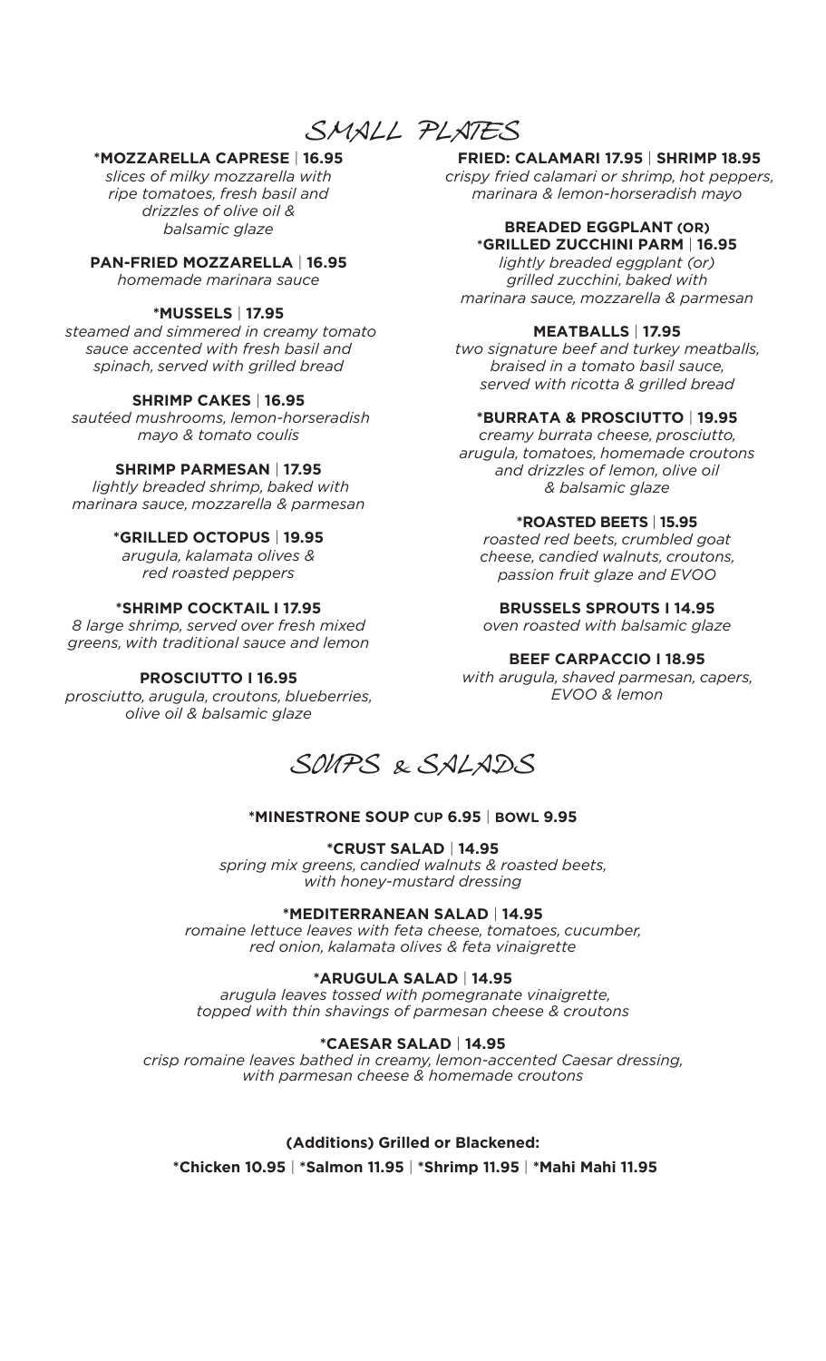# SMALL PLATES

**\*MOZZARELLA CAPRESE** | **16.95**
*slices of milky mozzarella with ripe tomatoes, fresh basil and drizzles of olive oil & balsamic glaze*

**PAN-FRIED MOZZARELLA** | **16.95**
*homemade marinara sauce*

**\*MUSSELS** | **17.95**
*steamed and simmered in creamy tomato sauce accented with fresh basil and spinach, served with grilled bread*

**SHRIMP CAKES** | **16.95**
*sautéed mushrooms, lemon-horseradish mayo & tomato coulis*

**SHRIMP PARMESAN** | **17.95**
*lightly breaded shrimp, baked with marinara sauce, mozzarella & parmesan*

**\*GRILLED OCTOPUS** | **19.95**
*arugula, kalamata olives & red roasted peppers*

**\*SHRIMP COCKTAIL I 17.95**
*8 large shrimp, served over fresh mixed greens, with traditional sauce and lemon*

**PROSCIUTTO I 16.95**
*prosciutto, arugula, croutons, blueberries, olive oil & balsamic glaze*

**FRIED: CALAMARI 17.95** | **SHRIMP 18.95**
*crispy fried calamari or shrimp, hot peppers, marinara & lemon-horseradish mayo*

**BREADED EGGPLANT (OR) \*GRILLED ZUCCHINI PARM** | **16.95**
*lightly breaded eggplant (or) grilled zucchini, baked with marinara sauce, mozzarella & parmesan*

**MEATBALLS** | **17.95**
*two signature beef and turkey meatballs, braised in a tomato basil sauce, served with ricotta & grilled bread*

**\*BURRATA & PROSCIUTTO** | **19.95**
*creamy burrata cheese, prosciutto, arugula, tomatoes, homemade croutons and drizzles of lemon, olive oil & balsamic glaze*

**\*ROASTED BEETS** | **15.95**
*roasted red beets, crumbled goat cheese, candied walnuts, croutons, passion fruit glaze and EVOO*

**BRUSSELS SPROUTS I 14.95**
*oven roasted with balsamic glaze*

**BEEF CARPACCIO I 18.95**
*with arugula, shaved parmesan, capers, EVOO & lemon*

# SOUPS & SALADS

**\*MINESTRONE SOUP CUP 6.95** | **BOWL 9.95**

**\*CRUST SALAD** | **14.95**
*spring mix greens, candied walnuts & roasted beets, with honey-mustard dressing*

**\*MEDITERRANEAN SALAD** | **14.95**
*romaine lettuce leaves with feta cheese, tomatoes, cucumber, red onion, kalamata olives & feta vinaigrette*

**\*ARUGULA SALAD** | **14.95**
*arugula leaves tossed with pomegranate vinaigrette, topped with thin shavings of parmesan cheese & croutons*

**\*CAESAR SALAD** | **14.95**
*crisp romaine leaves bathed in creamy, lemon-accented Caesar dressing, with parmesan cheese & homemade croutons*

**(Additions) Grilled or Blackened:**
**\*Chicken 10.95** | **\*Salmon 11.95** | **\*Shrimp 11.95** | **\*Mahi Mahi 11.95**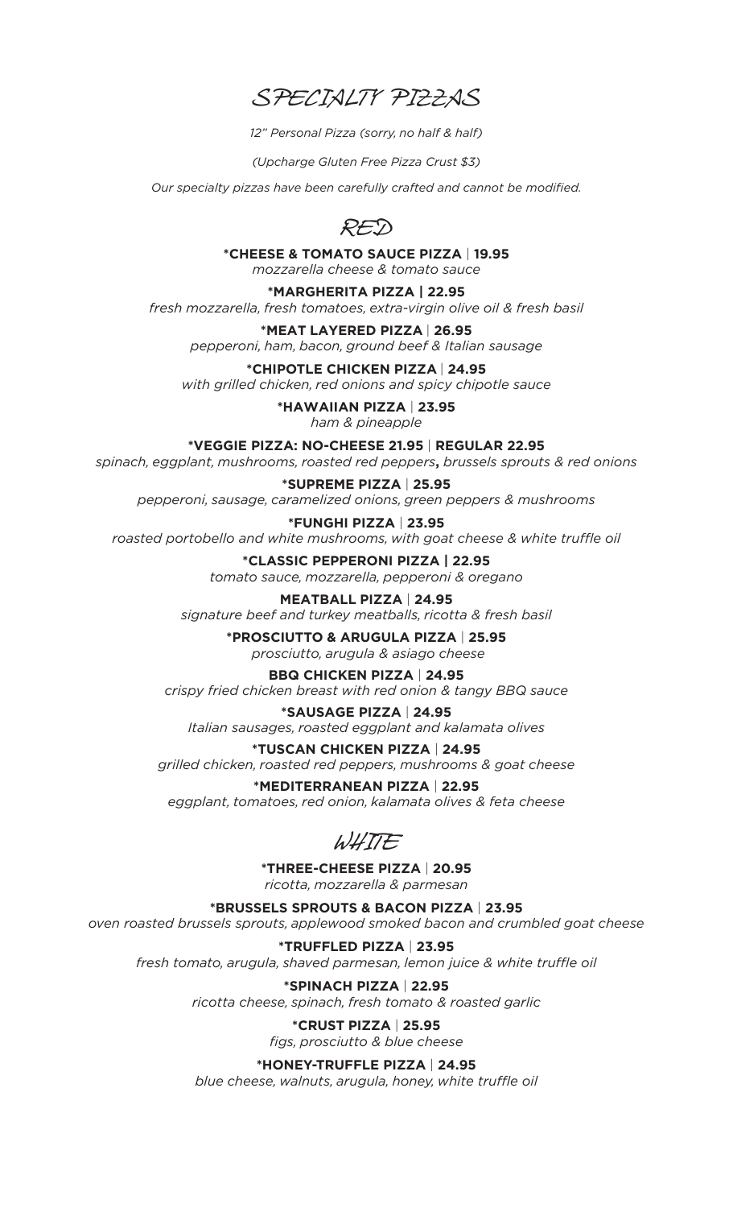# SPECIALTY PIZZAS

*12" Personal Pizza (sorry, no half & half)*

*(Upcharge Gluten Free Pizza Crust $3)*

*Our specialty pizzas have been carefully crafted and cannot be modified.*

## RED

**\*CHEESE & TOMATO SAUCE PIZZA | 19.95**
*mozzarella cheese & tomato sauce*

**\*MARGHERITA PIZZA | 22.95**
*fresh mozzarella, fresh tomatoes, extra-virgin olive oil & fresh basil*

**\*MEAT LAYERED PIZZA | 26.95**
*pepperoni, ham, bacon, ground beef & Italian sausage*

**\*CHIPOTLE CHICKEN PIZZA | 24.95**
*with grilled chicken, red onions and spicy chipotle sauce*

**\*HAWAIIAN PIZZA | 23.95**
*ham & pineapple*

**\*VEGGIE PIZZA: NO-CHEESE 21.95 | REGULAR 22.95**
*spinach, eggplant, mushrooms, roasted red peppers, brussels sprouts & red onions*

**\*SUPREME PIZZA | 25.95**
*pepperoni, sausage, caramelized onions, green peppers & mushrooms*

**\*FUNGHI PIZZA | 23.95**
*roasted portobello and white mushrooms, with goat cheese & white truffle oil*

**\*CLASSIC PEPPERONI PIZZA | 22.95**
*tomato sauce, mozzarella, pepperoni & oregano*

**MEATBALL PIZZA | 24.95**
*signature beef and turkey meatballs, ricotta & fresh basil*

**\*PROSCIUTTO & ARUGULA PIZZA | 25.95**
*prosciutto, arugula & asiago cheese*

**BBQ CHICKEN PIZZA | 24.95**
*crispy fried chicken breast with red onion & tangy BBQ sauce*

**\*SAUSAGE PIZZA | 24.95**
*Italian sausages, roasted eggplant and kalamata olives*

**\*TUSCAN CHICKEN PIZZA | 24.95**
*grilled chicken, roasted red peppers, mushrooms & goat cheese*

**\*MEDITERRANEAN PIZZA | 22.95**
*eggplant, tomatoes, red onion, kalamata olives & feta cheese*

## WHITE

**\*THREE-CHEESE PIZZA | 20.95**
*ricotta, mozzarella & parmesan*

**\*BRUSSELS SPROUTS & BACON PIZZA | 23.95**
*oven roasted brussels sprouts, applewood smoked bacon and crumbled goat cheese*

**\*TRUFFLED PIZZA | 23.95**
*fresh tomato, arugula, shaved parmesan, lemon juice & white truffle oil*

**\*SPINACH PIZZA | 22.95**
*ricotta cheese, spinach, fresh tomato & roasted garlic*

**\*CRUST PIZZA | 25.95**
*figs, prosciutto & blue cheese*

**\*HONEY-TRUFFLE PIZZA | 24.95**
*blue cheese, walnuts, arugula, honey, white truffle oil*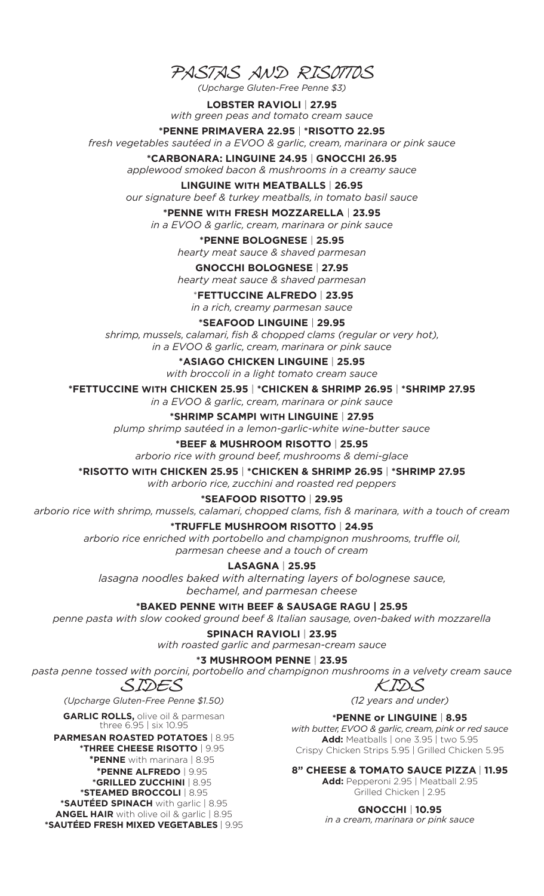# PASTAS AND RISOTTOS

*(Upcharge Gluten-Free Penne $3)*

**LOBSTER RAVIOLI** | **27.95**
*with green peas and tomato cream sauce*

**\*PENNE PRIMAVERA 22.95** | **\*RISOTTO 22.95**
*fresh vegetables sautéed in a EVOO & garlic, cream, marinara or pink sauce*

**\*CARBONARA: LINGUINE 24.95** | **GNOCCHI 26.95**
*applewood smoked bacon & mushrooms in a creamy sauce*

**LINGUINE WITH MEATBALLS** | **26.95**
*our signature beef & turkey meatballs, in tomato basil sauce*

**\*PENNE WITH FRESH MOZZARELLA** | **23.95**
*in a EVOO & garlic, cream, marinara or pink sauce*

**\*PENNE BOLOGNESE** | **25.95**
*hearty meat sauce & shaved parmesan*

**GNOCCHI BOLOGNESE** | **27.95**
*hearty meat sauce & shaved parmesan*

**\*FETTUCCINE ALFREDO** | **23.95**
*in a rich, creamy parmesan sauce*

**\*SEAFOOD LINGUINE** | **29.95**
*shrimp, mussels, calamari, fish & chopped clams (regular or very hot), in a EVOO & garlic, cream, marinara or pink sauce*

**\*ASIAGO CHICKEN LINGUINE** | **25.95**
*with broccoli in a light tomato cream sauce*

**\*FETTUCCINE WITH CHICKEN 25.95** | **\*CHICKEN & SHRIMP 26.95** | **\*SHRIMP 27.95**
*in a EVOO & garlic, cream, marinara or pink sauce*

**\*SHRIMP SCAMPI WITH LINGUINE** | **27.95**
*plump shrimp sautéed in a lemon-garlic-white wine-butter sauce*

**\*BEEF & MUSHROOM RISOTTO** | **25.95**
*arborio rice with ground beef, mushrooms & demi-glace*

**\*RISOTTO WITH CHICKEN 25.95** | **\*CHICKEN & SHRIMP 26.95** | **\*SHRIMP 27.95**
*with arborio rice, zucchini and roasted red peppers*

**\*SEAFOOD RISOTTO** | **29.95**
*arborio rice with shrimp, mussels, calamari, chopped clams, fish & marinara, with a touch of cream*

**\*TRUFFLE MUSHROOM RISOTTO** | **24.95**
*arborio rice enriched with portobello and champignon mushrooms, truffle oil, parmesan cheese and a touch of cream*

**LASAGNA** | **25.95**
*lasagna noodles baked with alternating layers of bolognese sauce, bechamel, and parmesan cheese*

**\*BAKED PENNE WITH BEEF & SAUSAGE RAGU | 25.95**
*penne pasta with slow cooked ground beef & Italian sausage, oven-baked with mozzarella*

**SPINACH RAVIOLI** | **23.95**
*with roasted garlic and parmesan-cream sauce*

**\*3 MUSHROOM PENNE** | **23.95**
*pasta penne tossed with porcini, portobello and champignon mushrooms in a velvety cream sauce*

## SIDES

*(Upcharge Gluten-Free Penne $1.50)*

**GARLIC ROLLS,** olive oil & parmesan
three 6.95 | six 10.95

**PARMESAN ROASTED POTATOES** | 8.95

**\*THREE CHEESE RISOTTO** | 9.95

**\*PENNE** with marinara | 8.95

**\*PENNE ALFREDO** | 9.95

**\*GRILLED ZUCCHINI** | 8.95

**\*STEAMED BROCCOLI** | 8.95

**\*SAUTÉED SPINACH** with garlic | 8.95

**ANGEL HAIR** with olive oil & garlic | 8.95

**\*SAUTÉED FRESH MIXED VEGETABLES** | 9.95

## KIDS

*(12 years and under)*

**\*PENNE or LINGUINE** | **8.95**
*with butter, EVOO & garlic, cream, pink or red sauce*
**Add:** Meatballs | one 3.95 | two 5.95
Crispy Chicken Strips 5.95 | Grilled Chicken 5.95

**8" CHEESE & TOMATO SAUCE PIZZA** | **11.95**
**Add:** Pepperoni 2.95 | Meatball 2.95
Grilled Chicken | 2.95

**GNOCCHI** | **10.95**
*in a cream, marinara or pink sauce*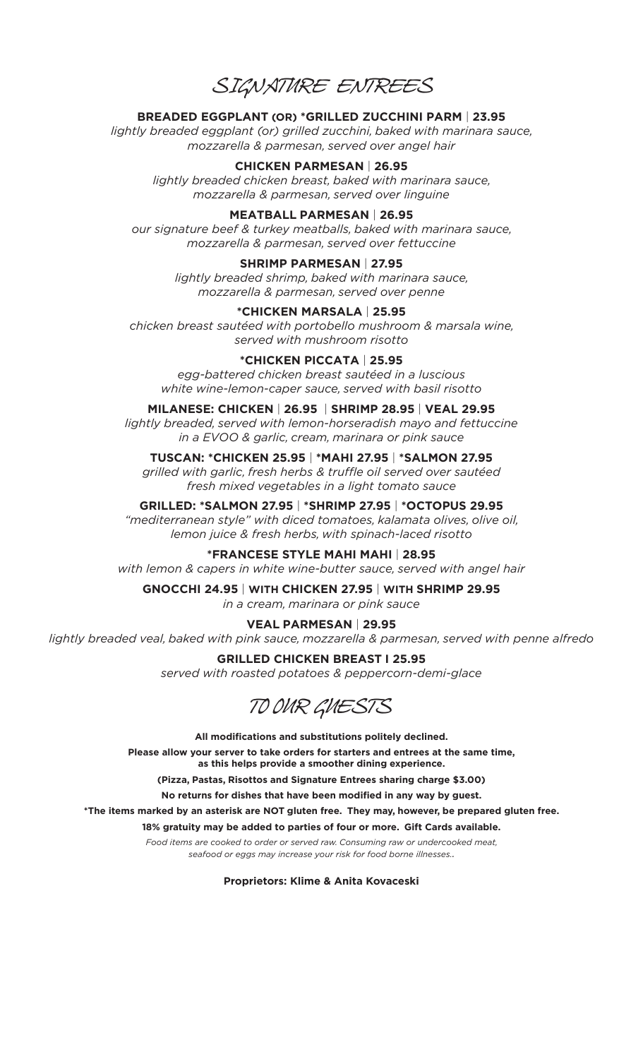# SIGNATURE ENTREES

**BREADED EGGPLANT (OR) *GRILLED ZUCCHINI PARM | 23.95**
*lightly breaded eggplant (or) grilled zucchini, baked with marinara sauce, mozzarella & parmesan, served over angel hair*

**CHICKEN PARMESAN | 26.95**
*lightly breaded chicken breast, baked with marinara sauce, mozzarella & parmesan, served over linguine*

**MEATBALL PARMESAN | 26.95**
*our signature beef & turkey meatballs, baked with marinara sauce, mozzarella & parmesan, served over fettuccine*

**SHRIMP PARMESAN | 27.95**
*lightly breaded shrimp, baked with marinara sauce, mozzarella & parmesan, served over penne*

***CHICKEN MARSALA | 25.95**
*chicken breast sautéed with portobello mushroom & marsala wine, served with mushroom risotto*

***CHICKEN PICCATA | 25.95**
*egg-battered chicken breast sautéed in a luscious white wine-lemon-caper sauce, served with basil risotto*

**MILANESE: CHICKEN | 26.95 | SHRIMP 28.95 | VEAL 29.95**
*lightly breaded, served with lemon-horseradish mayo and fettuccine in a EVOO & garlic, cream, marinara or pink sauce*

**TUSCAN: *CHICKEN 25.95 | *MAHI 27.95 | *SALMON 27.95**
*grilled with garlic, fresh herbs & truffle oil served over sautéed fresh mixed vegetables in a light tomato sauce*

**GRILLED: *SALMON 27.95 | *SHRIMP 27.95 | *OCTOPUS 29.95**
*"mediterranean style" with diced tomatoes, kalamata olives, olive oil, lemon juice & fresh herbs, with spinach-laced risotto*

***FRANCESE STYLE MAHI MAHI | 28.95**
*with lemon & capers in white wine-butter sauce, served with angel hair*

**GNOCCHI 24.95 | WITH CHICKEN 27.95 | WITH SHRIMP 29.95**
*in a cream, marinara or pink sauce*

**VEAL PARMESAN | 29.95**
*lightly breaded veal, baked with pink sauce, mozzarella & parmesan, served with penne alfredo*

**GRILLED CHICKEN BREAST I 25.95**
*served with roasted potatoes & peppercorn-demi-glace*

# TO OUR GUESTS

**All modifications and substitutions politely declined.**

**Please allow your server to take orders for starters and entrees at the same time, as this helps provide a smoother dining experience.**

**(Pizza, Pastas, Risottos and Signature Entrees sharing charge $3.00)**

**No returns for dishes that have been modified in any way by guest.**

***The items marked by an asterisk are NOT gluten free. They may, however, be prepared gluten free.**

**18% gratuity may be added to parties of four or more. Gift Cards available.**

*Food items are cooked to order or served raw. Consuming raw or undercooked meat, seafood or eggs may increase your risk for food borne illnesses..*

**Proprietors: Klime & Anita Kovaceski**